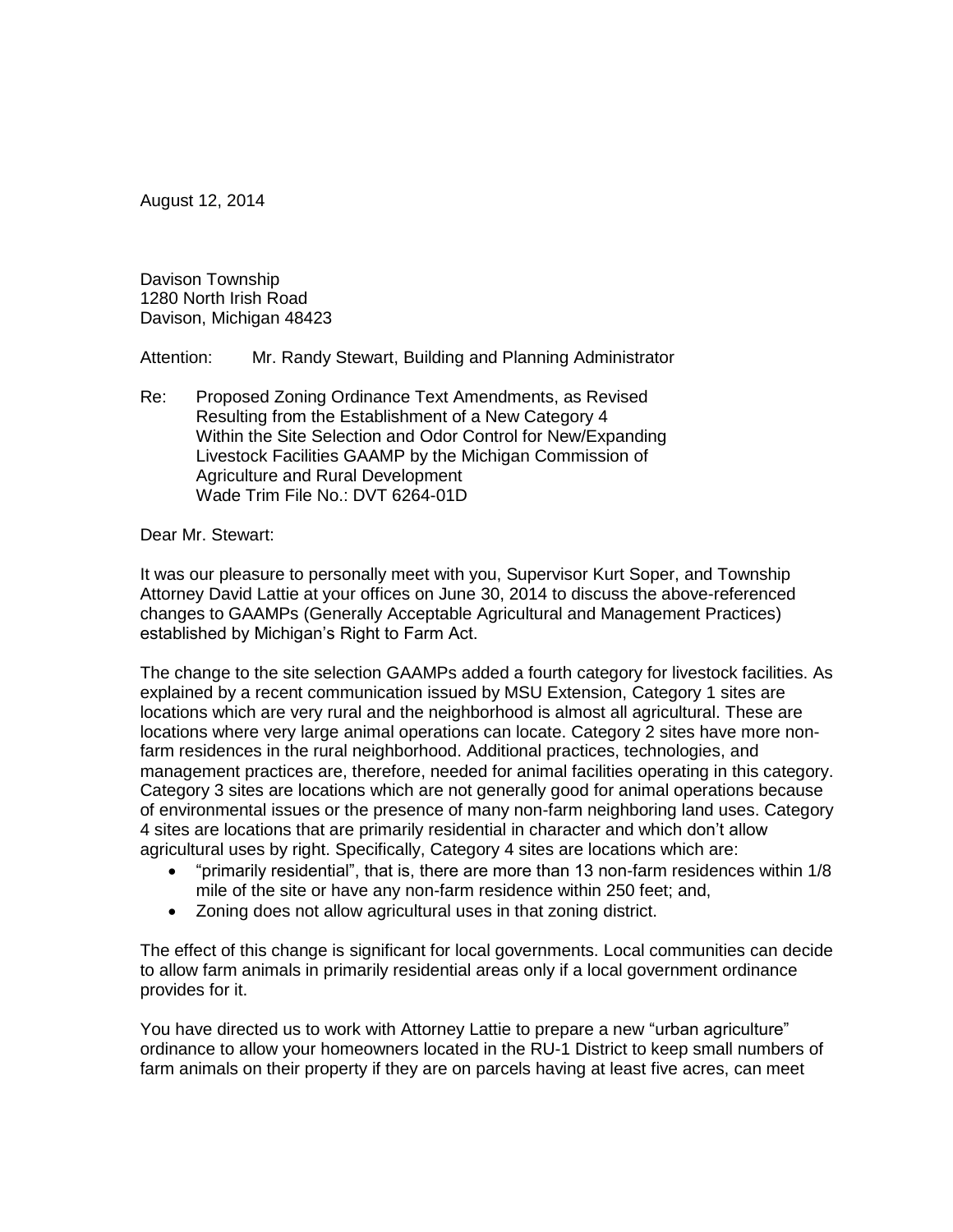August 12, 2014

Davison Township
1280 North Irish Road
Davison, Michigan 48423

Attention: Mr. Randy Stewart, Building and Planning Administrator

Re: Proposed Zoning Ordinance Text Amendments, as Revised Resulting from the Establishment of a New Category 4 Within the Site Selection and Odor Control for New/Expanding Livestock Facilities GAAMP by the Michigan Commission of Agriculture and Rural Development
Wade Trim File No.: DVT 6264-01D

Dear Mr. Stewart:

It was our pleasure to personally meet with you, Supervisor Kurt Soper, and Township Attorney David Lattie at your offices on June 30, 2014 to discuss the above-referenced changes to GAAMPs (Generally Acceptable Agricultural and Management Practices) established by Michigan's Right to Farm Act.

The change to the site selection GAAMPs added a fourth category for livestock facilities. As explained by a recent communication issued by MSU Extension, Category 1 sites are locations which are very rural and the neighborhood is almost all agricultural. These are locations where very large animal operations can locate. Category 2 sites have more non-farm residences in the rural neighborhood. Additional practices, technologies, and management practices are, therefore, needed for animal facilities operating in this category. Category 3 sites are locations which are not generally good for animal operations because of environmental issues or the presence of many non-farm neighboring land uses. Category 4 sites are locations that are primarily residential in character and which don't allow agricultural uses by right. Specifically, Category 4 sites are locations which are:

- "primarily residential", that is, there are more than 13 non-farm residences within 1/8 mile of the site or have any non-farm residence within 250 feet; and,
- Zoning does not allow agricultural uses in that zoning district.

The effect of this change is significant for local governments. Local communities can decide to allow farm animals in primarily residential areas only if a local government ordinance provides for it.

You have directed us to work with Attorney Lattie to prepare a new "urban agriculture" ordinance to allow your homeowners located in the RU-1 District to keep small numbers of farm animals on their property if they are on parcels having at least five acres, can meet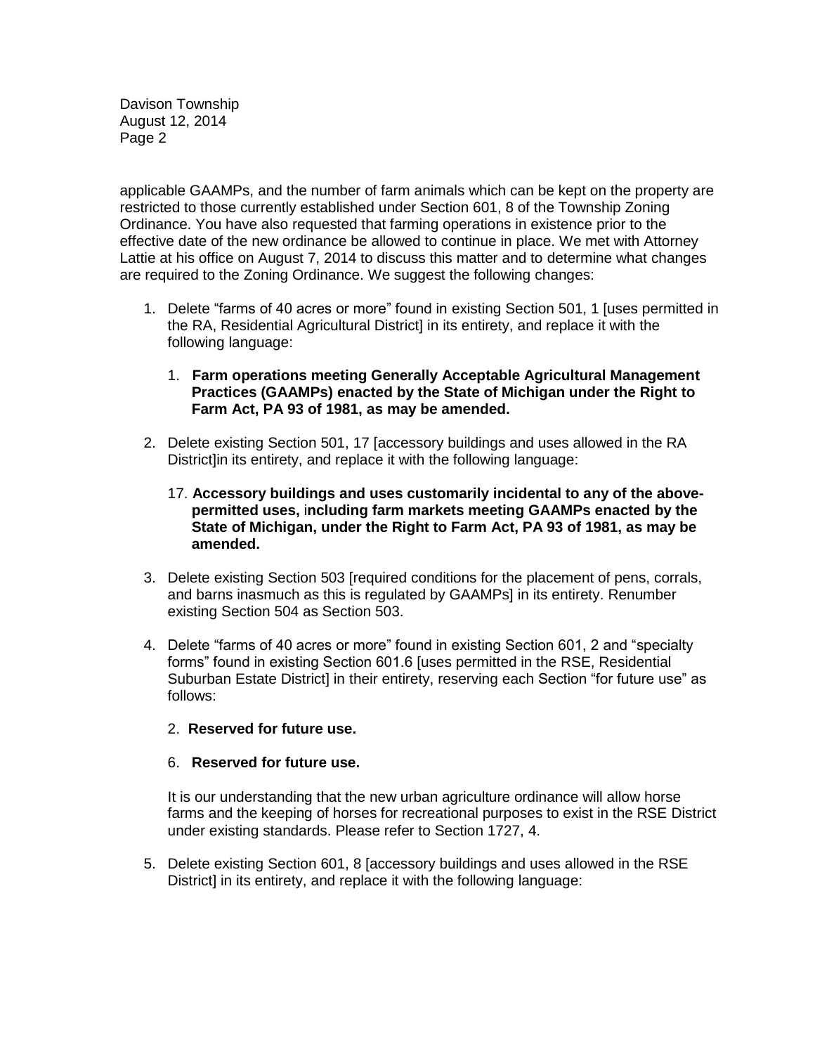applicable GAAMPs, and the number of farm animals which can be kept on the property are restricted to those currently established under Section 601, 8 of the Township Zoning Ordinance. You have also requested that farming operations in existence prior to the effective date of the new ordinance be allowed to continue in place. We met with Attorney Lattie at his office on August 7, 2014 to discuss this matter and to determine what changes are required to the Zoning Ordinance. We suggest the following changes:

1. Delete "farms of 40 acres or more" found in existing Section 501, 1 [uses permitted in the RA, Residential Agricultural District] in its entirety, and replace it with the following language:

   1. **Farm operations meeting Generally Acceptable Agricultural Management Practices (GAAMPs) enacted by the State of Michigan under the Right to Farm Act, PA 93 of 1981, as may be amended.**

2. Delete existing Section 501, 17 [accessory buildings and uses allowed in the RA District]in its entirety, and replace it with the following language:

   17. **Accessory buildings and uses customarily incidental to any of the above-permitted uses, including farm markets meeting GAAMPs enacted by the State of Michigan, under the Right to Farm Act, PA 93 of 1981, as may be amended.**

3. Delete existing Section 503 [required conditions for the placement of pens, corrals, and barns inasmuch as this is regulated by GAAMPs] in its entirety. Renumber existing Section 504 as Section 503.

4. Delete "farms of 40 acres or more" found in existing Section 601, 2 and "specialty forms" found in existing Section 601.6 [uses permitted in the RSE, Residential Suburban Estate District] in their entirety, reserving each Section "for future use" as follows:

   2. **Reserved for future use.**

   6. **Reserved for future use.**

   It is our understanding that the new urban agriculture ordinance will allow horse farms and the keeping of horses for recreational purposes to exist in the RSE District under existing standards. Please refer to Section 1727, 4.

5. Delete existing Section 601, 8 [accessory buildings and uses allowed in the RSE District] in its entirety, and replace it with the following language: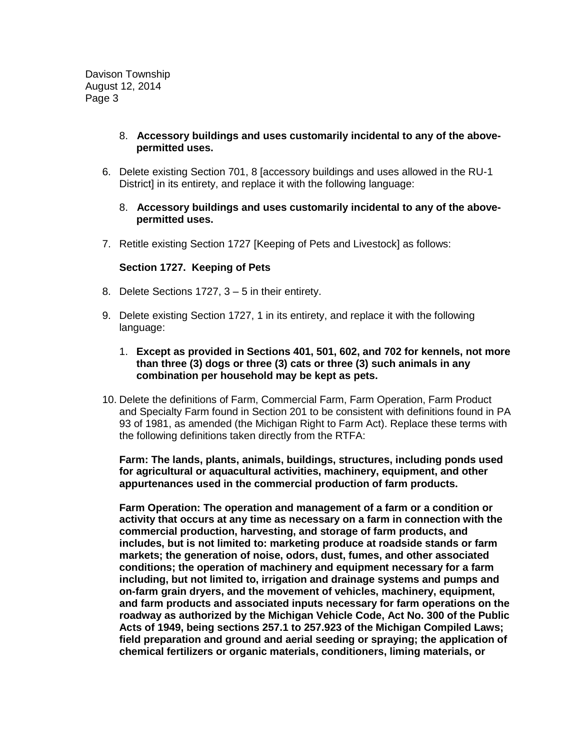8. **Accessory buildings and uses customarily incidental to any of the above-permitted uses.**

6. Delete existing Section 701, 8 [accessory buildings and uses allowed in the RU-1 District] in its entirety, and replace it with the following language:

   8. **Accessory buildings and uses customarily incidental to any of the above-permitted uses.**

7. Retitle existing Section 1727 [Keeping of Pets and Livestock] as follows:

   **Section 1727. Keeping of Pets**

8. Delete Sections 1727, 3 – 5 in their entirety.

9. Delete existing Section 1727, 1 in its entirety, and replace it with the following language:

   1. **Except as provided in Sections 401, 501, 602, and 702 for kennels, not more than three (3) dogs or three (3) cats or three (3) such animals in any combination per household may be kept as pets.**

10. Delete the definitions of Farm, Commercial Farm, Farm Operation, Farm Product and Specialty Farm found in Section 201 to be consistent with definitions found in PA 93 of 1981, as amended (the Michigan Right to Farm Act). Replace these terms with the following definitions taken directly from the RTFA:

    **Farm: The lands, plants, animals, buildings, structures, including ponds used for agricultural or aquacultural activities, machinery, equipment, and other appurtenances used in the commercial production of farm products.**

    **Farm Operation: The operation and management of a farm or a condition or activity that occurs at any time as necessary on a farm in connection with the commercial production, harvesting, and storage of farm products, and includes, but is not limited to: marketing produce at roadside stands or farm markets; the generation of noise, odors, dust, fumes, and other associated conditions; the operation of machinery and equipment necessary for a farm including, but not limited to, irrigation and drainage systems and pumps and on-farm grain dryers, and the movement of vehicles, machinery, equipment, and farm products and associated inputs necessary for farm operations on the roadway as authorized by the Michigan Vehicle Code, Act No. 300 of the Public Acts of 1949, being sections 257.1 to 257.923 of the Michigan Compiled Laws; field preparation and ground and aerial seeding or spraying; the application of chemical fertilizers or organic materials, conditioners, liming materials, or**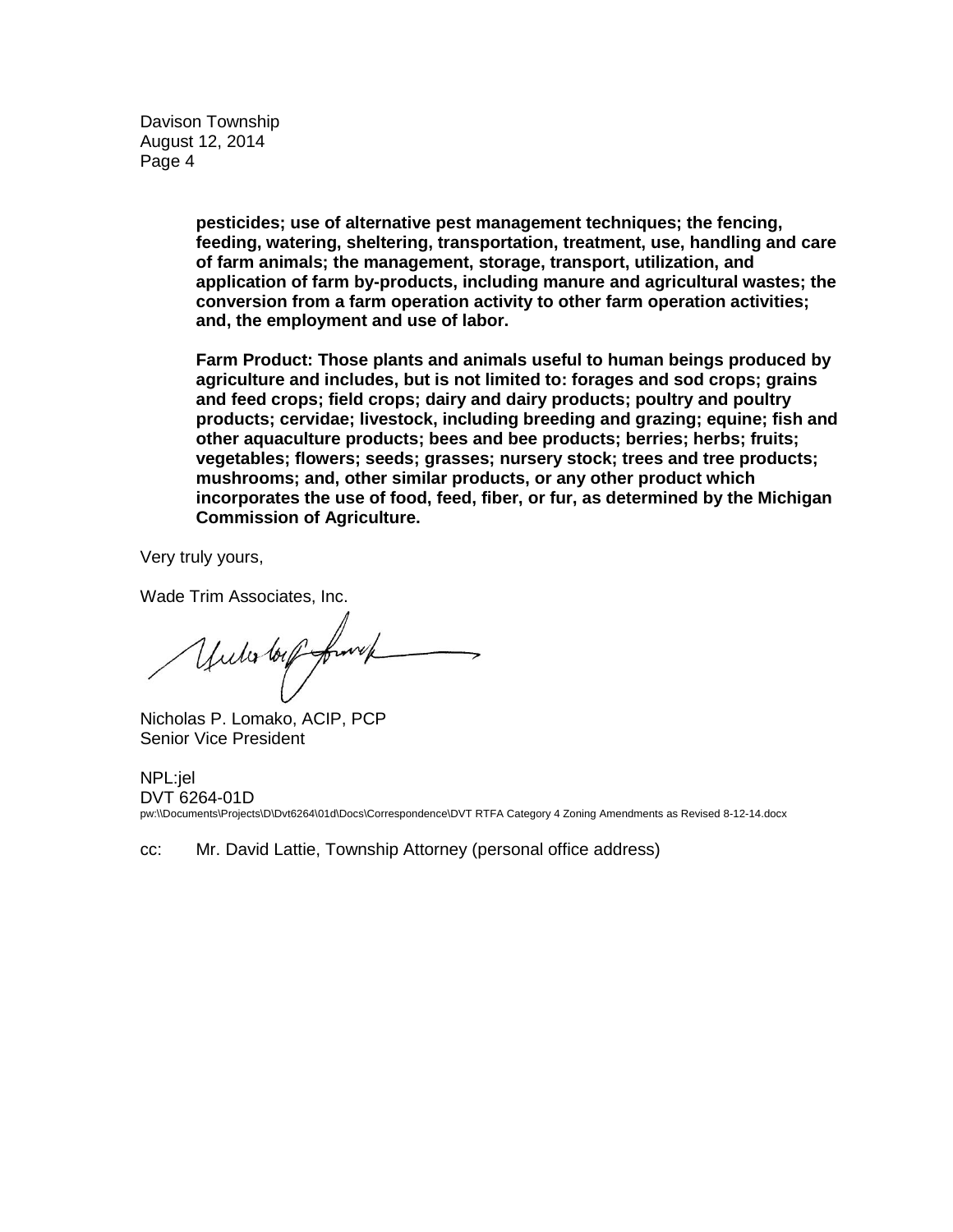**pesticides; use of alternative pest management techniques; the fencing, feeding, watering, sheltering, transportation, treatment, use, handling and care of farm animals; the management, storage, transport, utilization, and application of farm by-products, including manure and agricultural wastes; the conversion from a farm operation activity to other farm operation activities; and, the employment and use of labor.**

**Farm Product: Those plants and animals useful to human beings produced by agriculture and includes, but is not limited to: forages and sod crops; grains and feed crops; field crops; dairy and dairy products; poultry and poultry products; cervidae; livestock, including breeding and grazing; equine; fish and other aquaculture products; bees and bee products; berries; herbs; fruits; vegetables; flowers; seeds; grasses; nursery stock; trees and tree products; mushrooms; and, other similar products, or any other product which incorporates the use of food, feed, fiber, or fur, as determined by the Michigan Commission of Agriculture.**

Very truly yours,

Wade Trim Associates, Inc.

Nicholas P. Lomako, ACIP, PCP
Senior Vice President

NPL:jel
DVT 6264-01D
pw:\\Documents\Projects\D\Dvt6264\01d\Docs\Correspondence\DVT RTFA Category 4 Zoning Amendments as Revised 8-12-14.docx

cc: Mr. David Lattie, Township Attorney (personal office address)